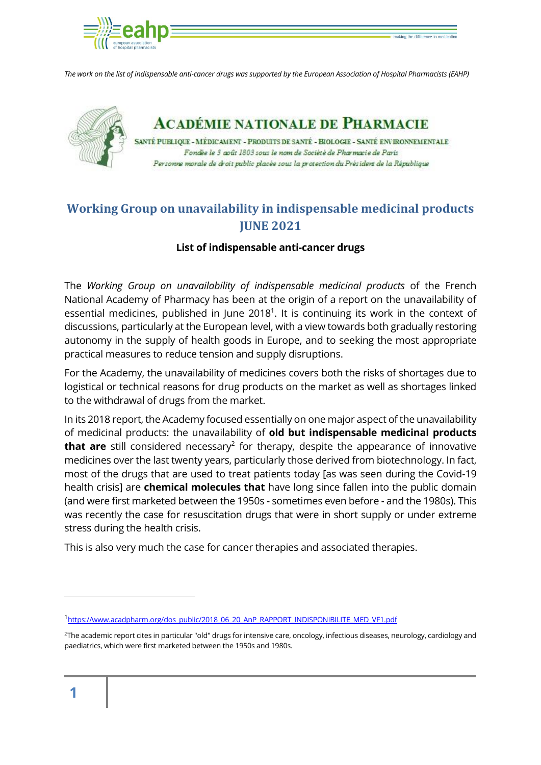*The work on the list of indispensable anti-cancer drugs was supported by the European Association of Hospital Pharmacists (EAHP)*

**ACADÉMIE NATIONALE DE PHARMACIE**

SANTÉ PUBLIQUE - MÉDICAMENT - PRODUITS DE SANTÉ - BIOLOGIE - SANTÉ ENVIRONNEMENTALE

*Fondée le 3 août 1803 sous le nom de Société de Pharmacie de Paris*

*Personne morale de droit public placée sous la protection du Président de la République*

# Working Group on unavailability in indispensable medicinal products JUNE 2021

## List of indispensable anti-cancer drugs

The *Working Group on unavailability of indispensable medicinal products* of the French National Academy of Pharmacy has been at the origin of a report on the unavailability of essential medicines, published in June 2018[1]. It is continuing its work in the context of discussions, particularly at the European level, with a view towards both gradually restoring autonomy in the supply of health goods in Europe, and to seeking the most appropriate practical measures to reduce tension and supply disruptions.

For the Academy, the unavailability of medicines covers both the risks of shortages due to logistical or technical reasons for drug products on the market as well as shortages linked to the withdrawal of drugs from the market.

In its 2018 report, the Academy focused essentially on one major aspect of the unavailability of medicinal products: the unavailability of **old but indispensable medicinal products that are** still considered necessary[2] for therapy, despite the appearance of innovative medicines over the last twenty years, particularly those derived from biotechnology. In fact, most of the drugs that are used to treat patients today [as was seen during the Covid-19 health crisis] are **chemical molecules that** have long since fallen into the public domain (and were first marketed between the 1950s - sometimes even before - and the 1980s). This was recently the case for resuscitation drugs that were in short supply or under extreme stress during the health crisis.

This is also very much the case for cancer therapies and associated therapies.

---

[1] https://www.acadpharm.org/dos_public/2018_06_20_AnP_RAPPORT_INDISPONIBILITE_MED_VF1.pdf

[2] The academic report cites in particular "old" drugs for intensive care, oncology, infectious diseases, neurology, cardiology and paediatrics, which were first marketed between the 1950s and 1980s.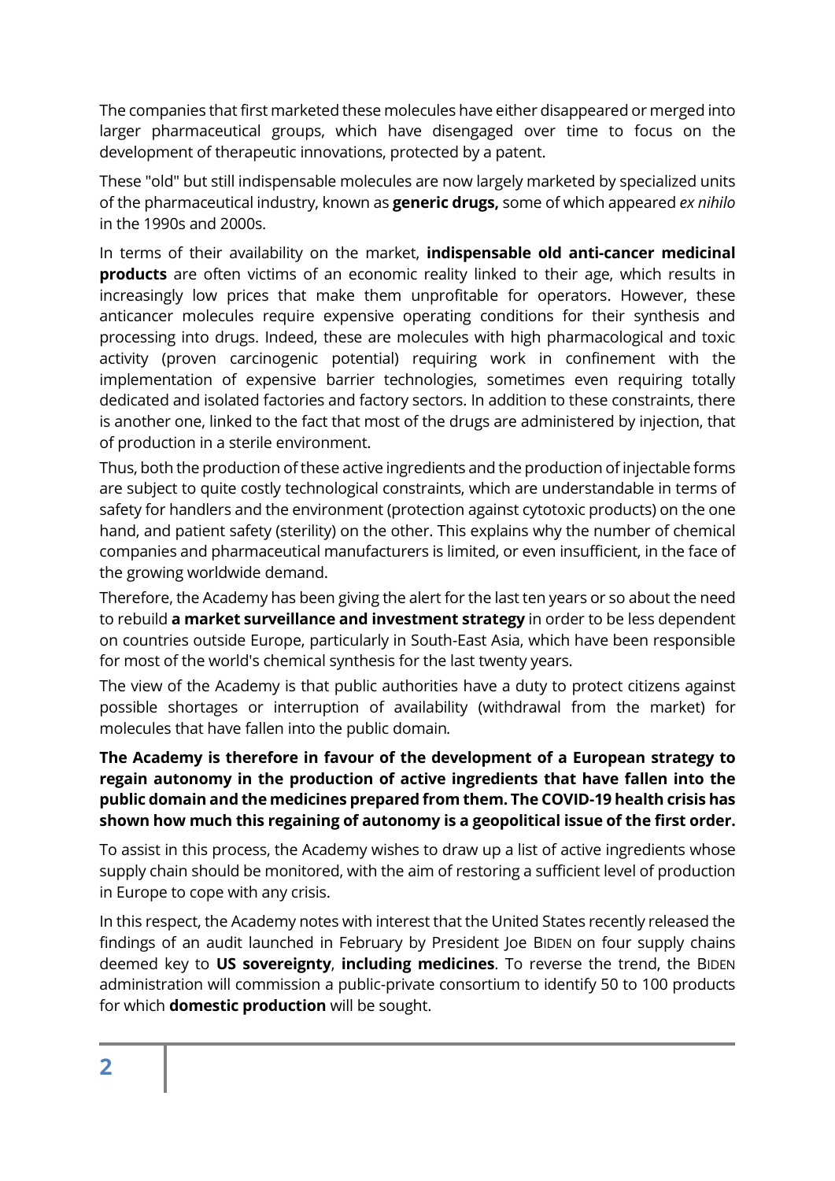The companies that first marketed these molecules have either disappeared or merged into larger pharmaceutical groups, which have disengaged over time to focus on the development of therapeutic innovations, protected by a patent.

These "old" but still indispensable molecules are now largely marketed by specialized units of the pharmaceutical industry, known as **generic drugs,** some of which appeared *ex nihilo* in the 1990s and 2000s.

In terms of their availability on the market, **indispensable old anti-cancer medicinal products** are often victims of an economic reality linked to their age, which results in increasingly low prices that make them unprofitable for operators. However, these anticancer molecules require expensive operating conditions for their synthesis and processing into drugs. Indeed, these are molecules with high pharmacological and toxic activity (proven carcinogenic potential) requiring work in confinement with the implementation of expensive barrier technologies, sometimes even requiring totally dedicated and isolated factories and factory sectors. In addition to these constraints, there is another one, linked to the fact that most of the drugs are administered by injection, that of production in a sterile environment.

Thus, both the production of these active ingredients and the production of injectable forms are subject to quite costly technological constraints, which are understandable in terms of safety for handlers and the environment (protection against cytotoxic products) on the one hand, and patient safety (sterility) on the other. This explains why the number of chemical companies and pharmaceutical manufacturers is limited, or even insufficient, in the face of the growing worldwide demand.

Therefore, the Academy has been giving the alert for the last ten years or so about the need to rebuild **a market surveillance and investment strategy** in order to be less dependent on countries outside Europe, particularly in South-East Asia, which have been responsible for most of the world's chemical synthesis for the last twenty years.

The view of the Academy is that public authorities have a duty to protect citizens against possible shortages or interruption of availability (withdrawal from the market) for molecules that have fallen into the public domain*.*

**The Academy is therefore in favour of the development of a European strategy to regain autonomy in the production of active ingredients that have fallen into the public domain and the medicines prepared from them. The COVID-19 health crisis has shown how much this regaining of autonomy is a geopolitical issue of the first order.**

To assist in this process, the Academy wishes to draw up a list of active ingredients whose supply chain should be monitored, with the aim of restoring a sufficient level of production in Europe to cope with any crisis.

In this respect, the Academy notes with interest that the United States recently released the findings of an audit launched in February by President Joe BIDEN on four supply chains deemed key to **US sovereignty**, **including medicines**. To reverse the trend, the BIDEN administration will commission a public-private consortium to identify 50 to 100 products for which **domestic production** will be sought.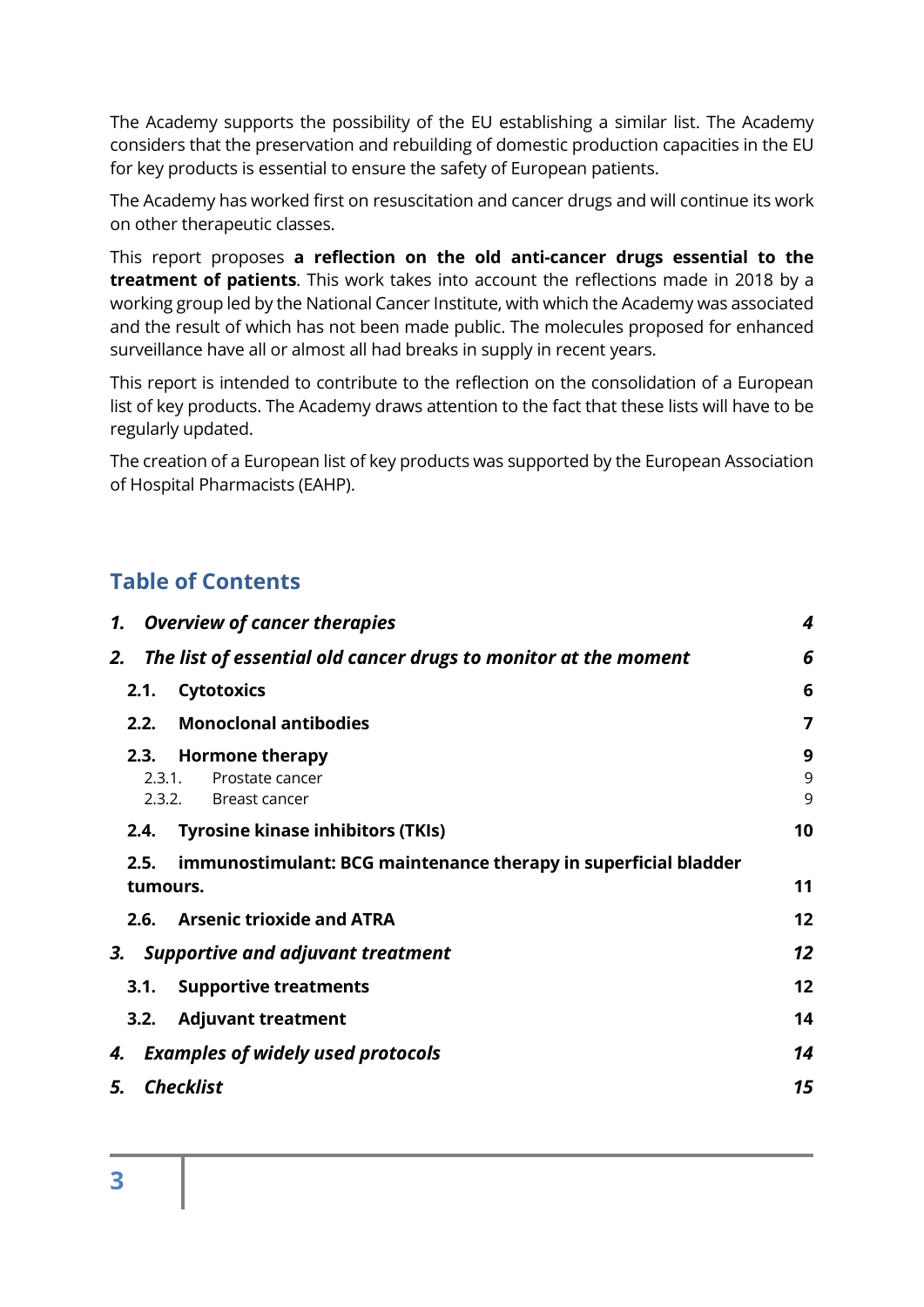The Academy supports the possibility of the EU establishing a similar list. The Academy considers that the preservation and rebuilding of domestic production capacities in the EU for key products is essential to ensure the safety of European patients.

The Academy has worked first on resuscitation and cancer drugs and will continue its work on other therapeutic classes.

This report proposes **a reflection on the old anti-cancer drugs essential to the treatment of patients**. This work takes into account the reflections made in 2018 by a working group led by the National Cancer Institute, with which the Academy was associated and the result of which has not been made public. The molecules proposed for enhanced surveillance have all or almost all had breaks in supply in recent years.

This report is intended to contribute to the reflection on the consolidation of a European list of key products. The Academy draws attention to the fact that these lists will have to be regularly updated.

The creation of a European list of key products was supported by the European Association of Hospital Pharmacists (EAHP).

## Table of Contents

| | |
|---|---|
| ***1. Overview of cancer therapies*** | ***4*** |
| ***2. The list of essential old cancer drugs to monitor at the moment*** | ***6*** |
| **2.1. Cytotoxics** | **6** |
| **2.2. Monoclonal antibodies** | **7** |
| **2.3. Hormone therapy** | **9** |
| 2.3.1. Prostate cancer | 9 |
| 2.3.2. Breast cancer | 9 |
| **2.4. Tyrosine kinase inhibitors (TKIs)** | **10** |
| **2.5. immunostimulant: BCG maintenance therapy in superficial bladder tumours.** | **11** |
| **2.6. Arsenic trioxide and ATRA** | **12** |
| ***3. Supportive and adjuvant treatment*** | ***12*** |
| **3.1. Supportive treatments** | **12** |
| **3.2. Adjuvant treatment** | **14** |
| ***4. Examples of widely used protocols*** | ***14*** |
| ***5. Checklist*** | ***15*** |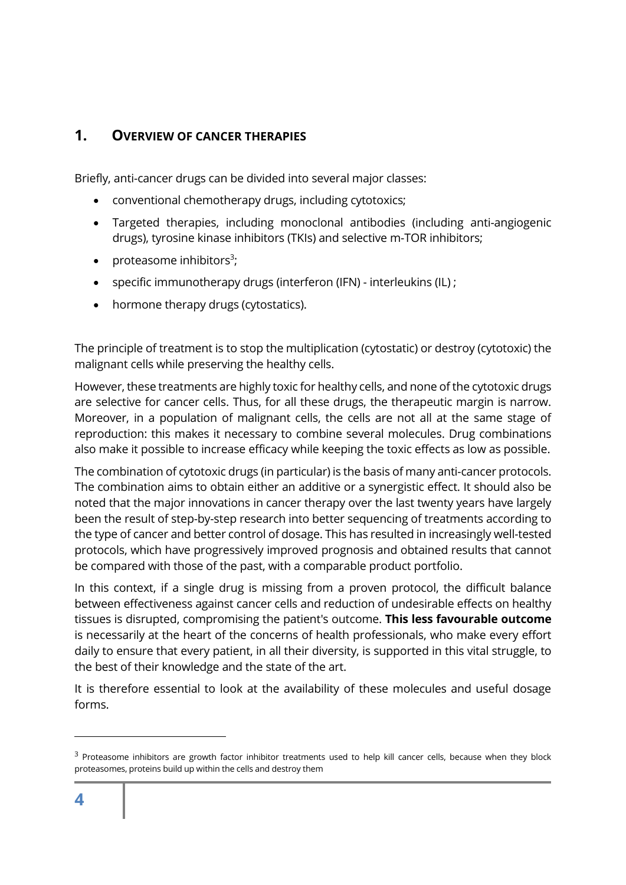## 1. OVERVIEW OF CANCER THERAPIES

Briefly, anti-cancer drugs can be divided into several major classes:

- conventional chemotherapy drugs, including cytotoxics;
- Targeted therapies, including monoclonal antibodies (including anti-angiogenic drugs), tyrosine kinase inhibitors (TKIs) and selective m-TOR inhibitors;
- proteasome inhibitors[3];
- specific immunotherapy drugs (interferon (IFN) - interleukins (IL) ;
- hormone therapy drugs (cytostatics).

The principle of treatment is to stop the multiplication (cytostatic) or destroy (cytotoxic) the malignant cells while preserving the healthy cells.

However, these treatments are highly toxic for healthy cells, and none of the cytotoxic drugs are selective for cancer cells. Thus, for all these drugs, the therapeutic margin is narrow. Moreover, in a population of malignant cells, the cells are not all at the same stage of reproduction: this makes it necessary to combine several molecules. Drug combinations also make it possible to increase efficacy while keeping the toxic effects as low as possible.

The combination of cytotoxic drugs (in particular) is the basis of many anti-cancer protocols. The combination aims to obtain either an additive or a synergistic effect. It should also be noted that the major innovations in cancer therapy over the last twenty years have largely been the result of step-by-step research into better sequencing of treatments according to the type of cancer and better control of dosage. This has resulted in increasingly well-tested protocols, which have progressively improved prognosis and obtained results that cannot be compared with those of the past, with a comparable product portfolio.

In this context, if a single drug is missing from a proven protocol, the difficult balance between effectiveness against cancer cells and reduction of undesirable effects on healthy tissues is disrupted, compromising the patient's outcome. **This less favourable outcome** is necessarily at the heart of the concerns of health professionals, who make every effort daily to ensure that every patient, in all their diversity, is supported in this vital struggle, to the best of their knowledge and the state of the art.

It is therefore essential to look at the availability of these molecules and useful dosage forms.

---

[3] Proteasome inhibitors are growth factor inhibitor treatments used to help kill cancer cells, because when they block proteasomes, proteins build up within the cells and destroy them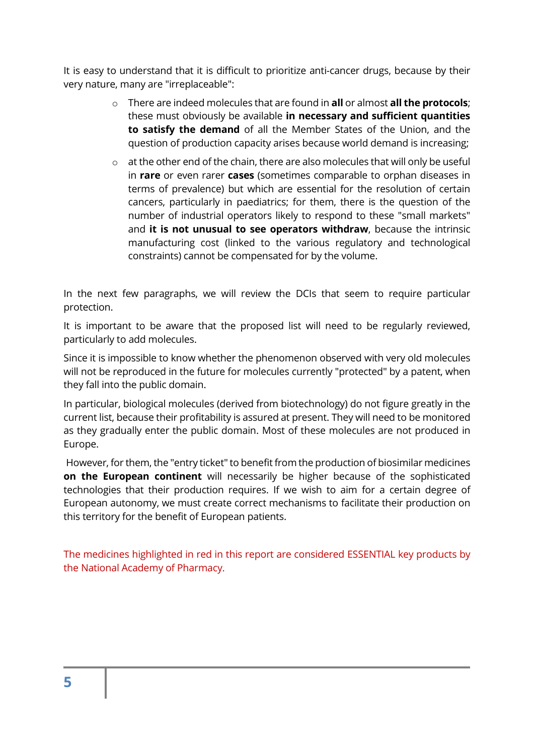It is easy to understand that it is difficult to prioritize anti-cancer drugs, because by their very nature, many are "irreplaceable":

- There are indeed molecules that are found in **all** or almost **all the protocols**; these must obviously be available **in necessary and sufficient quantities to satisfy the demand** of all the Member States of the Union, and the question of production capacity arises because world demand is increasing;
- at the other end of the chain, there are also molecules that will only be useful in **rare** or even rarer **cases** (sometimes comparable to orphan diseases in terms of prevalence) but which are essential for the resolution of certain cancers, particularly in paediatrics; for them, there is the question of the number of industrial operators likely to respond to these "small markets" and **it is not unusual to see operators withdraw**, because the intrinsic manufacturing cost (linked to the various regulatory and technological constraints) cannot be compensated for by the volume.

In the next few paragraphs, we will review the DCIs that seem to require particular protection.

It is important to be aware that the proposed list will need to be regularly reviewed, particularly to add molecules.

Since it is impossible to know whether the phenomenon observed with very old molecules will not be reproduced in the future for molecules currently "protected" by a patent, when they fall into the public domain.

In particular, biological molecules (derived from biotechnology) do not figure greatly in the current list, because their profitability is assured at present. They will need to be monitored as they gradually enter the public domain. Most of these molecules are not produced in Europe.

However, for them, the "entry ticket" to benefit from the production of biosimilar medicines **on the European continent** will necessarily be higher because of the sophisticated technologies that their production requires. If we wish to aim for a certain degree of European autonomy, we must create correct mechanisms to facilitate their production on this territory for the benefit of European patients.

The medicines highlighted in red in this report are considered ESSENTIAL key products by the National Academy of Pharmacy.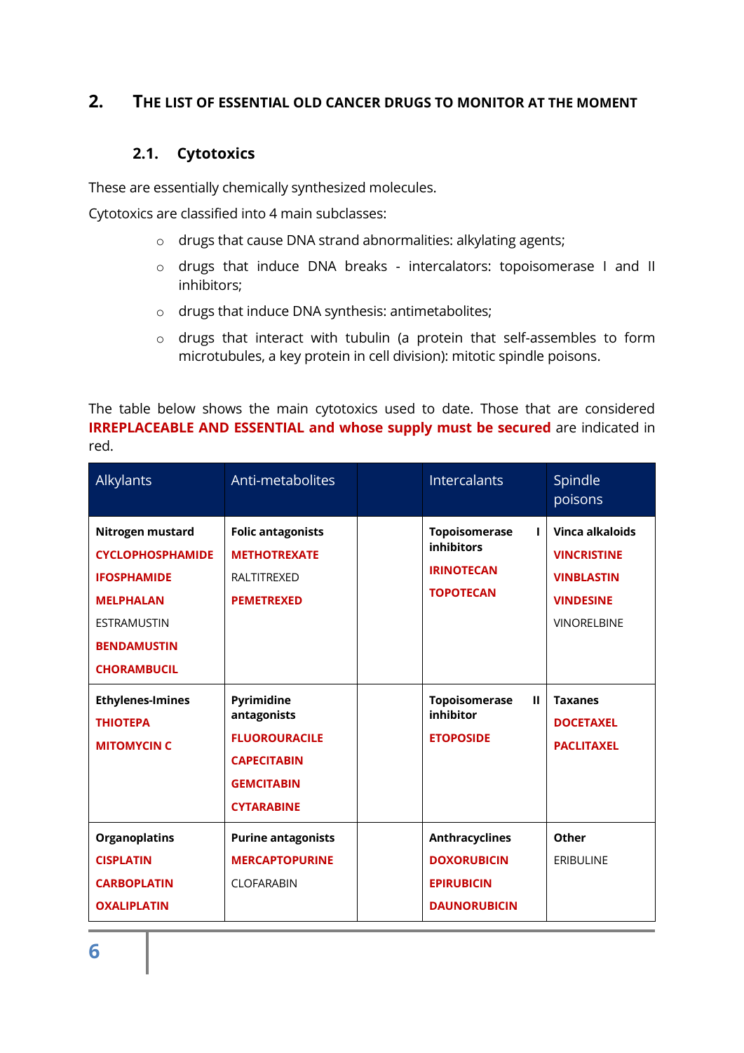## 2. THE LIST OF ESSENTIAL OLD CANCER DRUGS TO MONITOR AT THE MOMENT

### 2.1. Cytotoxics

These are essentially chemically synthesized molecules.

Cytotoxics are classified into 4 main subclasses:

- drugs that cause DNA strand abnormalities: alkylating agents;
- drugs that induce DNA breaks - intercalators: topoisomerase I and II inhibitors;
- drugs that induce DNA synthesis: antimetabolites;
- drugs that interact with tubulin (a protein that self-assembles to form microtubules, a key protein in cell division): mitotic spindle poisons.

The table below shows the main cytotoxics used to date. Those that are considered **IRREPLACEABLE AND ESSENTIAL and whose supply must be secured** are indicated in red.

| Alkylants | Anti-metabolites | | Intercalants | Spindle poisons |
|---|---|---|---|---|
| **Nitrogen mustard**<br>**CYCLOPHOSPHAMIDE**<br>**IFOSPHAMIDE**<br>**MELPHALAN**<br>ESTRAMUSTIN<br>**BENDAMUSTIN**<br>**CHORAMBUCIL** | **Folic antagonists**<br>**METHOTREXATE**<br>RALTITREXED<br>**PEMETREXED** | | **Topoisomerase I inhibitors**<br>**IRINOTECAN**<br>**TOPOTECAN** | **Vinca alkaloids**<br>**VINCRISTINE**<br>**VINBLASTIN**<br>**VINDESINE**<br>VINORELBINE |
| **Ethylenes-Imines**<br>**THIOTEPA**<br>**MITOMYCIN C** | **Pyrimidine antagonists**<br>**FLUOROURACILE**<br>**CAPECITABIN**<br>**GEMCITABIN**<br>**CYTARABINE** | | **Topoisomerase II inhibitor**<br>**ETOPOSIDE** | **Taxanes**<br>**DOCETAXEL**<br>**PACLITAXEL** |
| **Organoplatins**<br>**CISPLATIN**<br>**CARBOPLATIN**<br>**OXALIPLATIN** | **Purine antagonists**<br>**MERCAPTOPURINE**<br>CLOFARABIN | | **Anthracyclines**<br>**DOXORUBICIN**<br>**EPIRUBICIN**<br>**DAUNORUBICIN** | **Other**<br>ERIBULINE |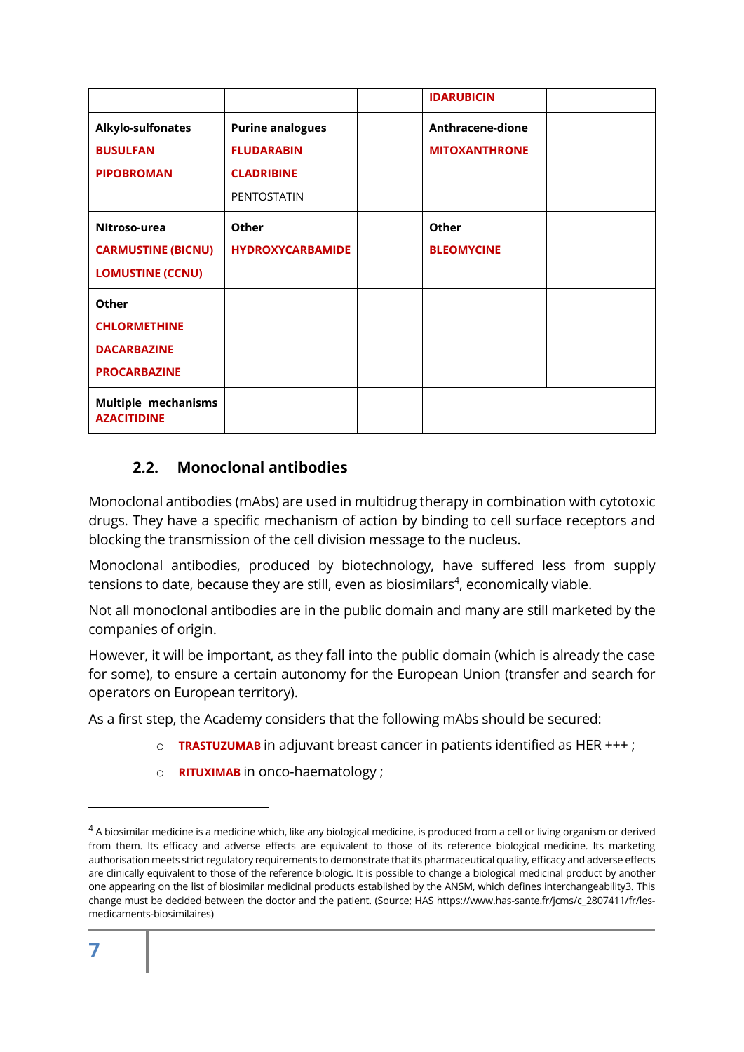| | | | | |
|---|---|---|---|---|
| | | | **IDARUBICIN** | |
| **Alkylo-sulfonates**<br>**BUSULFAN**<br>**PIPOBROMAN** | **Purine analogues**<br>**FLUDARABIN**<br>**CLADRIBINE**<br>PENTOSTATIN | | **Anthracene-dione**<br>**MITOXANTHRONE** | |
| **NItroso-urea**<br>**CARMUSTINE (BICNU)**<br>**LOMUSTINE (CCNU)** | **Other**<br>**HYDROXYCARBAMIDE** | | **Other**<br>**BLEOMYCINE** | |
| **Other**<br>**CHLORMETHINE**<br>**DACARBAZINE**<br>**PROCARBAZINE** | | | | |
| **Multiple mechanisms**<br>**AZACITIDINE** | | | | |

## 2.2. Monoclonal antibodies

Monoclonal antibodies (mAbs) are used in multidrug therapy in combination with cytotoxic drugs. They have a specific mechanism of action by binding to cell surface receptors and blocking the transmission of the cell division message to the nucleus.

Monoclonal antibodies, produced by biotechnology, have suffered less from supply tensions to date, because they are still, even as biosimilars[4], economically viable.

Not all monoclonal antibodies are in the public domain and many are still marketed by the companies of origin.

However, it will be important, as they fall into the public domain (which is already the case for some), to ensure a certain autonomy for the European Union (transfer and search for operators on European territory).

As a first step, the Academy considers that the following mAbs should be secured:

- **TRASTUZUMAB** in adjuvant breast cancer in patients identified as HER +++ ;
- **RITUXIMAB** in onco-haematology ;

[4] A biosimilar medicine is a medicine which, like any biological medicine, is produced from a cell or living organism or derived from them. Its efficacy and adverse effects are equivalent to those of its reference biological medicine. Its marketing authorisation meets strict regulatory requirements to demonstrate that its pharmaceutical quality, efficacy and adverse effects are clinically equivalent to those of the reference biologic. It is possible to change a biological medicinal product by another one appearing on the list of biosimilar medicinal products established by the ANSM, which defines interchangeability3. This change must be decided between the doctor and the patient. (Source; HAS https://www.has-sante.fr/jcms/c_2807411/fr/les-medicaments-biosimilaires)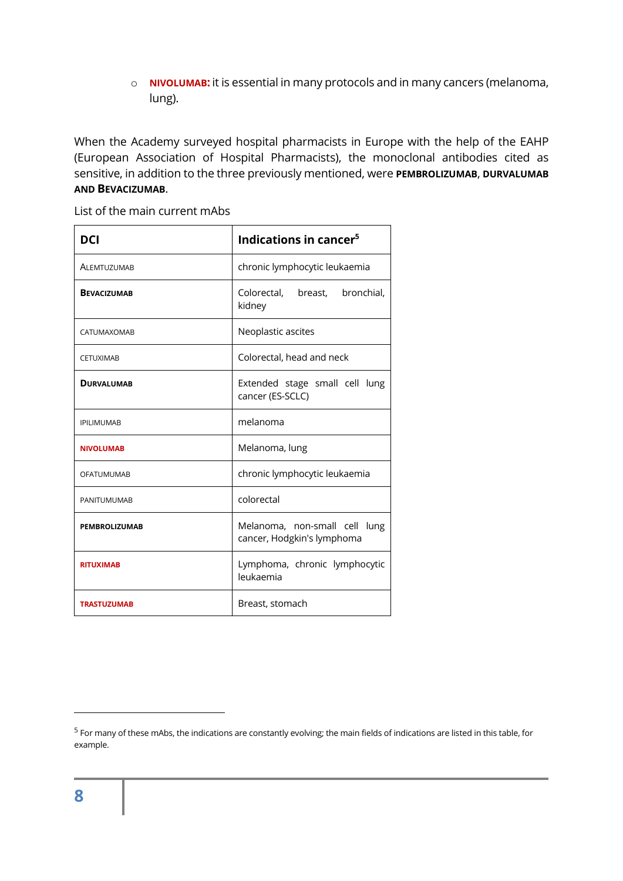- **NIVOLUMAB:** it is essential in many protocols and in many cancers (melanoma, lung).

When the Academy surveyed hospital pharmacists in Europe with the help of the EAHP (European Association of Hospital Pharmacists), the monoclonal antibodies cited as sensitive, in addition to the three previously mentioned, were **PEMBROLIZUMAB**, **DURVALUMAB AND BEVACIZUMAB**.

List of the main current mAbs

| DCI | Indications in cancer[5] |
|---|---|
| ALEMTUZUMAB | chronic lymphocytic leukaemia |
| **BEVACIZUMAB** | Colorectal, breast, bronchial, kidney |
| CATUMAXOMAB | Neoplastic ascites |
| CETUXIMAB | Colorectal, head and neck |
| **DURVALUMAB** | Extended stage small cell lung cancer (ES-SCLC) |
| IPILIMUMAB | melanoma |
| **NIVOLUMAB** | Melanoma, lung |
| OFATUMUMAB | chronic lymphocytic leukaemia |
| PANITUMUMAB | colorectal |
| **PEMBROLIZUMAB** | Melanoma, non-small cell lung cancer, Hodgkin's lymphoma |
| **RITUXIMAB** | Lymphoma, chronic lymphocytic leukaemia |
| **TRASTUZUMAB** | Breast, stomach |

[5] For many of these mAbs, the indications are constantly evolving; the main fields of indications are listed in this table, for example.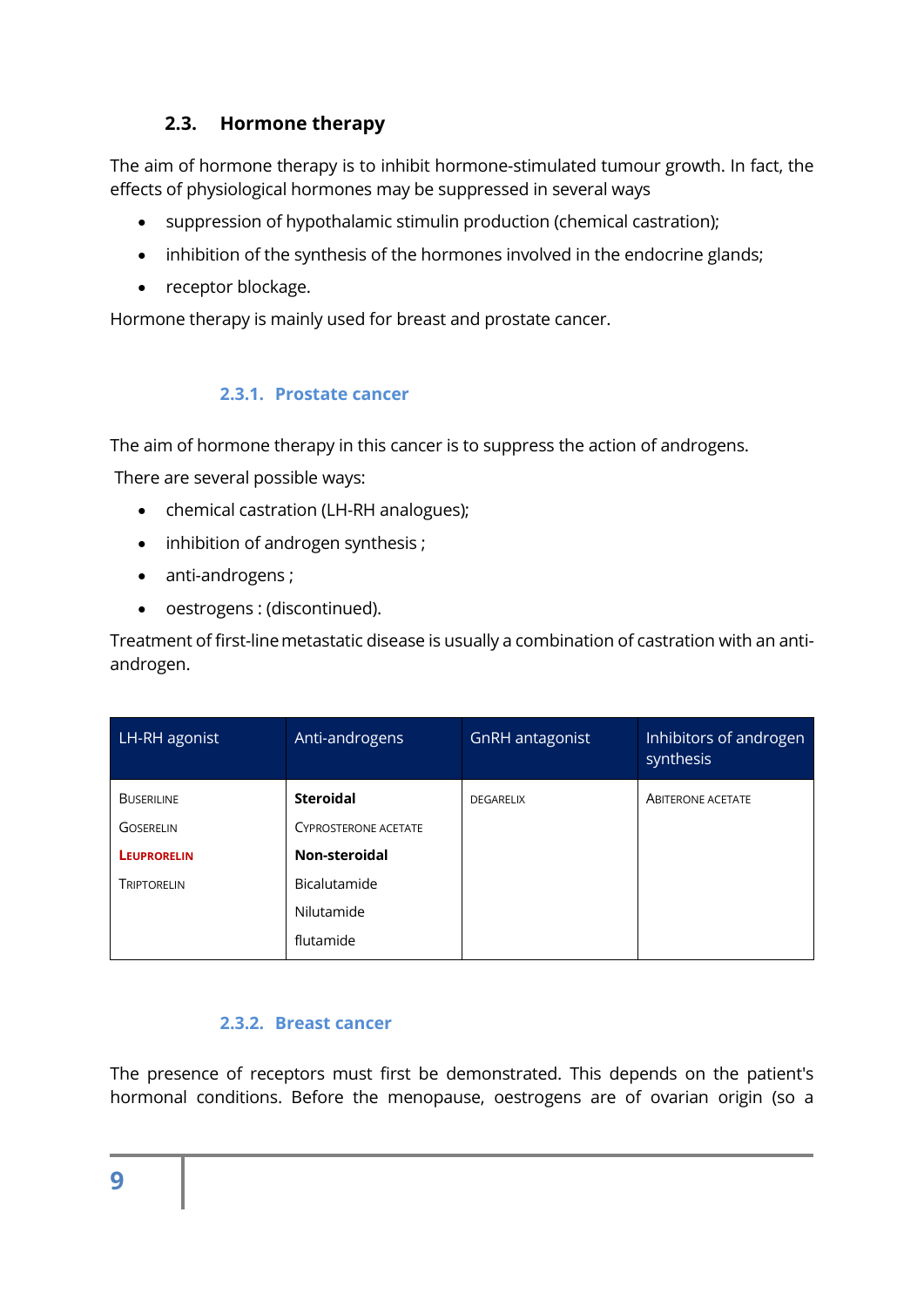## 2.3. Hormone therapy

The aim of hormone therapy is to inhibit hormone-stimulated tumour growth. In fact, the effects of physiological hormones may be suppressed in several ways

- suppression of hypothalamic stimulin production (chemical castration);
- inhibition of the synthesis of the hormones involved in the endocrine glands;
- receptor blockage.

Hormone therapy is mainly used for breast and prostate cancer.

### 2.3.1. Prostate cancer

The aim of hormone therapy in this cancer is to suppress the action of androgens.

There are several possible ways:

- chemical castration (LH-RH analogues);
- inhibition of androgen synthesis ;
- anti-androgens ;
- oestrogens : (discontinued).

Treatment of first-line metastatic disease is usually a combination of castration with an anti-androgen.

| LH-RH agonist | Anti-androgens | GnRH antagonist | Inhibitors of androgen synthesis |
|---|---|---|---|
| BUSERILINE | **Steroidal** | DEGARELIX | ABITERONE ACETATE |
| GOSERELIN | CYPROSTERONE ACETATE | | |
| **LEUPRORELIN** | **Non-steroidal** | | |
| TRIPTORELIN | Bicalutamide | | |
| | Nilutamide | | |
| | flutamide | | |

### 2.3.2. Breast cancer

The presence of receptors must first be demonstrated. This depends on the patient's hormonal conditions. Before the menopause, oestrogens are of ovarian origin (so a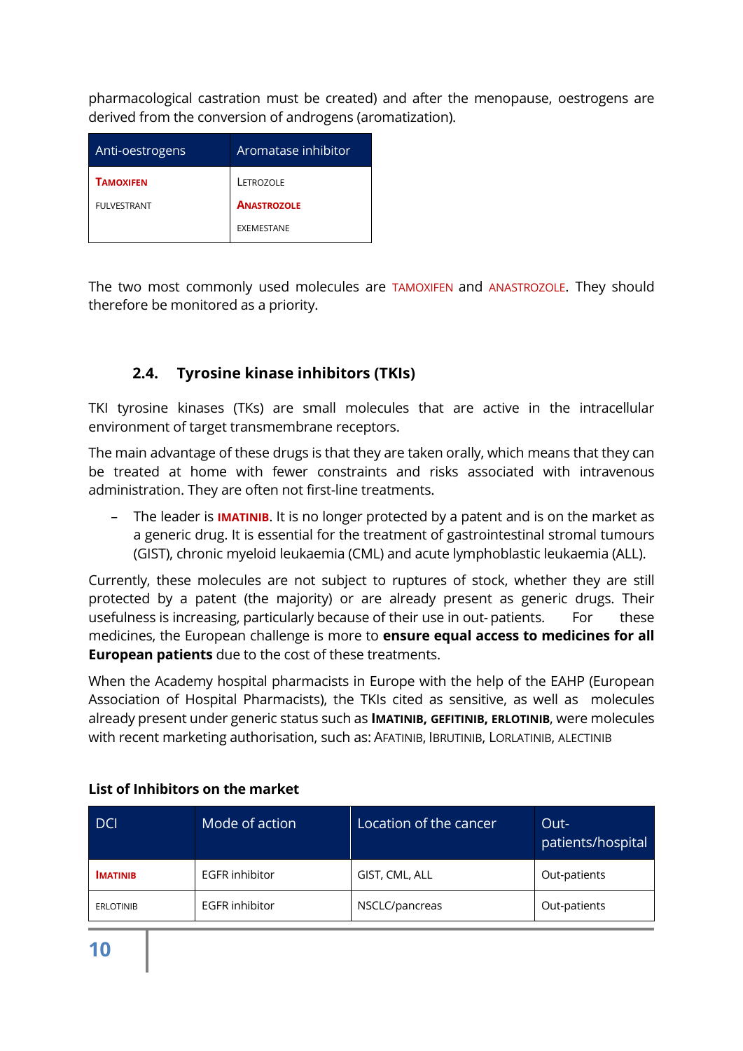pharmacological castration must be created) and after the menopause, oestrogens are derived from the conversion of androgens (aromatization).

| Anti-oestrogens | Aromatase inhibitor |
|---|---|
| **TAMOXIFEN** | LETROZOLE |
| FULVESTRANT | **ANASTROZOLE** |
| | EXEMESTANE |

The two most commonly used molecules are TAMOXIFEN and ANASTROZOLE. They should therefore be monitored as a priority.

### 2.4. Tyrosine kinase inhibitors (TKIs)

TKI tyrosine kinases (TKs) are small molecules that are active in the intracellular environment of target transmembrane receptors.

The main advantage of these drugs is that they are taken orally, which means that they can be treated at home with fewer constraints and risks associated with intravenous administration. They are often not first-line treatments.

- The leader is **IMATINIB**. It is no longer protected by a patent and is on the market as a generic drug. It is essential for the treatment of gastrointestinal stromal tumours (GIST), chronic myeloid leukaemia (CML) and acute lymphoblastic leukaemia (ALL).

Currently, these molecules are not subject to ruptures of stock, whether they are still protected by a patent (the majority) or are already present as generic drugs. Their usefulness is increasing, particularly because of their use in out- patients. For these medicines, the European challenge is more to **ensure equal access to medicines for all European patients** due to the cost of these treatments.

When the Academy hospital pharmacists in Europe with the help of the EAHP (European Association of Hospital Pharmacists), the TKIs cited as sensitive, as well as molecules already present under generic status such as **IMATINIB, GEFITINIB, ERLOTINIB**, were molecules with recent marketing authorisation, such as: AFATINIB, IBRUTINIB, LORLATINIB, ALECTINIB

**List of Inhibitors on the market**

| DCI | Mode of action | Location of the cancer | Out-patients/hospital |
|---|---|---|---|
| **IMATINIB** | EGFR inhibitor | GIST, CML, ALL | Out-patients |
| ERLOTINIB | EGFR inhibitor | NSCLC/pancreas | Out-patients |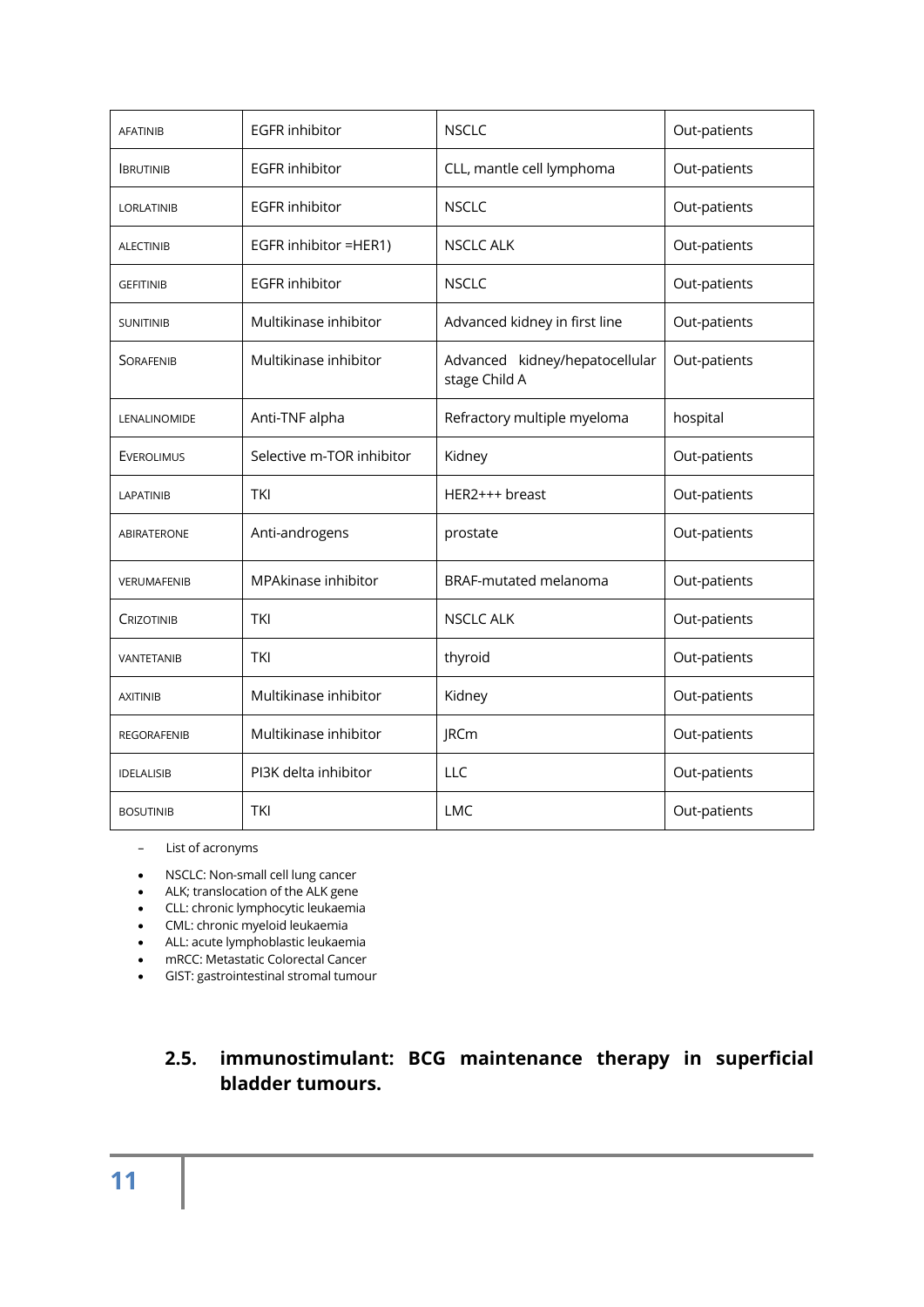| AFATINIB | EGFR inhibitor | NSCLC | Out-patients |
|---|---|---|---|
| IBRUTINIB | EGFR inhibitor | CLL, mantle cell lymphoma | Out-patients |
| LORLATINIB | EGFR inhibitor | NSCLC | Out-patients |
| ALECTINIB | EGFR inhibitor =HER1) | NSCLC ALK | Out-patients |
| GEFITINIB | EGFR inhibitor | NSCLC | Out-patients |
| SUNITINIB | Multikinase inhibitor | Advanced kidney in first line | Out-patients |
| SORAFENIB | Multikinase inhibitor | Advanced kidney/hepatocellular stage Child A | Out-patients |
| LENALINOMIDE | Anti-TNF alpha | Refractory multiple myeloma | hospital |
| EVEROLIMUS | Selective m-TOR inhibitor | Kidney | Out-patients |
| LAPATINIB | TKI | HER2+++ breast | Out-patients |
| ABIRATERONE | Anti-androgens | prostate | Out-patients |
| VERUMAFENIB | MPAkinase inhibitor | BRAF-mutated melanoma | Out-patients |
| CRIZOTINIB | TKI | NSCLC ALK | Out-patients |
| VANTETANIB | TKI | thyroid | Out-patients |
| AXITINIB | Multikinase inhibitor | Kidney | Out-patients |
| REGORAFENIB | Multikinase inhibitor | JRCm | Out-patients |
| IDELALISIB | PI3K delta inhibitor | LLC | Out-patients |
| BOSUTINIB | TKI | LMC | Out-patients |

- List of acronyms

- NSCLC: Non-small cell lung cancer
- ALK; translocation of the ALK gene
- CLL: chronic lymphocytic leukaemia
- CML: chronic myeloid leukaemia
- ALL: acute lymphoblastic leukaemia
- mRCC: Metastatic Colorectal Cancer
- GIST: gastrointestinal stromal tumour

### 2.5. immunostimulant: BCG maintenance therapy in superficial bladder tumours.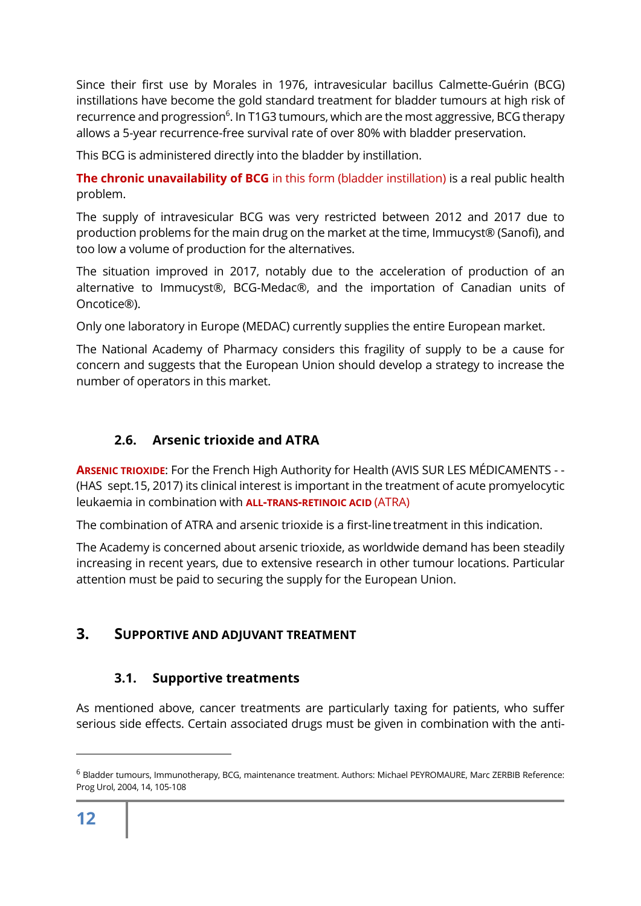Since their first use by Morales in 1976, intravesicular bacillus Calmette-Guérin (BCG) instillations have become the gold standard treatment for bladder tumours at high risk of recurrence and progression[6]. In T1G3 tumours, which are the most aggressive, BCG therapy allows a 5-year recurrence-free survival rate of over 80% with bladder preservation.

This BCG is administered directly into the bladder by instillation.

**The chronic unavailability of BCG** in this form (bladder instillation) is a real public health problem.

The supply of intravesicular BCG was very restricted between 2012 and 2017 due to production problems for the main drug on the market at the time, Immucyst® (Sanofi), and too low a volume of production for the alternatives.

The situation improved in 2017, notably due to the acceleration of production of an alternative to Immucyst®, BCG-Medac®, and the importation of Canadian units of Oncotice®).

Only one laboratory in Europe (MEDAC) currently supplies the entire European market.

The National Academy of Pharmacy considers this fragility of supply to be a cause for concern and suggests that the European Union should develop a strategy to increase the number of operators in this market.

### 2.6. Arsenic trioxide and ATRA

**ARSENIC TRIOXIDE**: For the French High Authority for Health (AVIS SUR LES MÉDICAMENTS - - (HAS sept.15, 2017) its clinical interest is important in the treatment of acute promyelocytic leukaemia in combination with **ALL-TRANS-RETINOIC ACID** (ATRA)

The combination of ATRA and arsenic trioxide is a first-line treatment in this indication.

The Academy is concerned about arsenic trioxide, as worldwide demand has been steadily increasing in recent years, due to extensive research in other tumour locations. Particular attention must be paid to securing the supply for the European Union.

## 3. SUPPORTIVE AND ADJUVANT TREATMENT

### 3.1. Supportive treatments

As mentioned above, cancer treatments are particularly taxing for patients, who suffer serious side effects. Certain associated drugs must be given in combination with the anti-

---

[6] Bladder tumours, Immunotherapy, BCG, maintenance treatment. Authors: Michael PEYROMAURE, Marc ZERBIB Reference: Prog Urol, 2004, 14, 105-108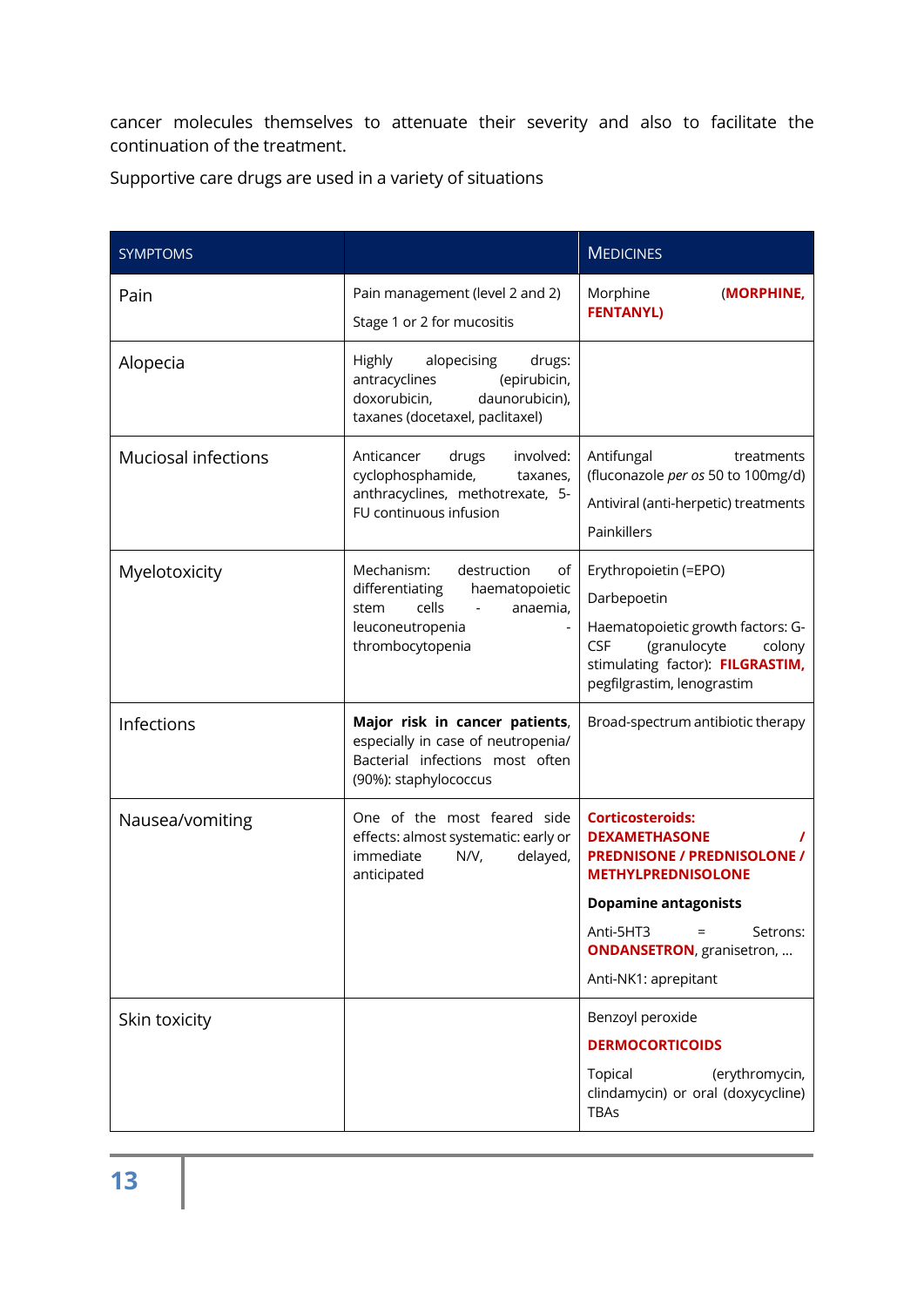cancer molecules themselves to attenuate their severity and also to facilitate the continuation of the treatment.

Supportive care drugs are used in a variety of situations

| SYMPTOMS | | MEDICINES |
|---|---|---|
| Pain | Pain management (level 2 and 2)<br><br>Stage 1 or 2 for mucositis | Morphine (**MORPHINE, FENTANYL)** |
| Alopecia | Highly alopecising drugs: antracyclines (epirubicin, doxorubicin, daunorubicin), taxanes (docetaxel, paclitaxel) | |
| Muciosal infections | Anticancer drugs involved: cyclophosphamide, taxanes, anthracyclines, methotrexate, 5-FU continuous infusion | Antifungal treatments (fluconazole *per os* 50 to 100mg/d)<br><br>Antiviral (anti-herpetic) treatments<br><br>Painkillers |
| Myelotoxicity | Mechanism: destruction of differentiating haematopoietic stem cells - anaemia, leuconeutropenia - thrombocytopenia | Erythropoietin (=EPO)<br><br>Darbepoetin<br><br>Haematopoietic growth factors: G-CSF (granulocyte colony stimulating factor): **FILGRASTIM,** pegfilgrastim, lenograstim |
| Infections | **Major risk in cancer patients**, especially in case of neutropenia/ Bacterial infections most often (90%): staphylococcus | Broad-spectrum antibiotic therapy |
| Nausea/vomiting | One of the most feared side effects: almost systematic: early or immediate N/V, delayed, anticipated | **Corticosteroids: DEXAMETHASONE / PREDNISONE / PREDNISOLONE / METHYLPREDNISOLONE**<br><br>**Dopamine antagonists**<br><br>Anti-5HT3 = Setrons: **ONDANSETRON**, granisetron, ...<br><br>Anti-NK1: aprepitant |
| Skin toxicity | | Benzoyl peroxide<br><br>**DERMOCORTICOIDS**<br><br>Topical (erythromycin, clindamycin) or oral (doxycycline) TBAs |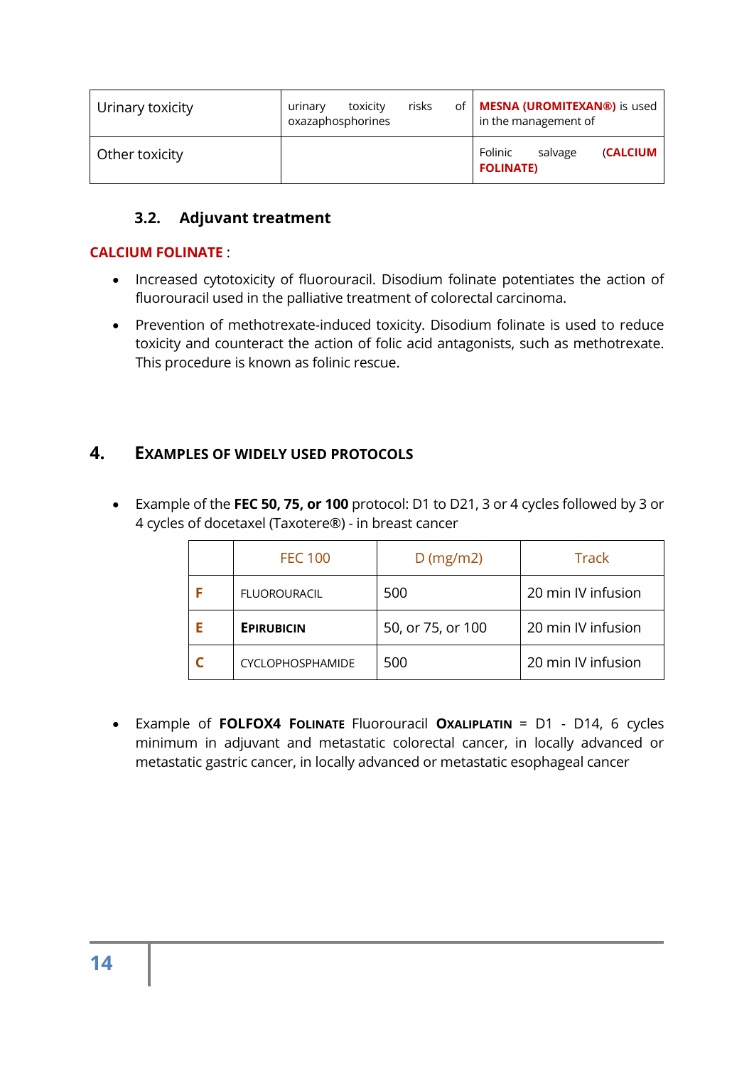| Urinary toxicity | urinary toxicity risks of oxazaphosphorines | **MESNA (UROMITEXAN®)** is used in the management of |
|---|---|---|
| Other toxicity | | Folinic salvage (**CALCIUM FOLINATE)** |

### 3.2. Adjuvant treatment

**CALCIUM FOLINATE** :

- Increased cytotoxicity of fluorouracil. Disodium folinate potentiates the action of fluorouracil used in the palliative treatment of colorectal carcinoma.
- Prevention of methotrexate-induced toxicity. Disodium folinate is used to reduce toxicity and counteract the action of folic acid antagonists, such as methotrexate. This procedure is known as folinic rescue.

## 4. EXAMPLES OF WIDELY USED PROTOCOLS

- Example of the **FEC 50, 75, or 100** protocol: D1 to D21, 3 or 4 cycles followed by 3 or 4 cycles of docetaxel (Taxotere®) - in breast cancer

| | FEC 100 | D (mg/m2) | Track |
|---|---|---|---|
| **F** | FLUOROURACIL | 500 | 20 min IV infusion |
| **E** | **EPIRUBICIN** | 50, or 75, or 100 | 20 min IV infusion |
| **C** | CYCLOPHOSPHAMIDE | 500 | 20 min IV infusion |

- Example of **FOLFOX4 FOLINATE** Fluorouracil **OXALIPLATIN** = D1 - D14, 6 cycles minimum in adjuvant and metastatic colorectal cancer, in locally advanced or metastatic gastric cancer, in locally advanced or metastatic esophageal cancer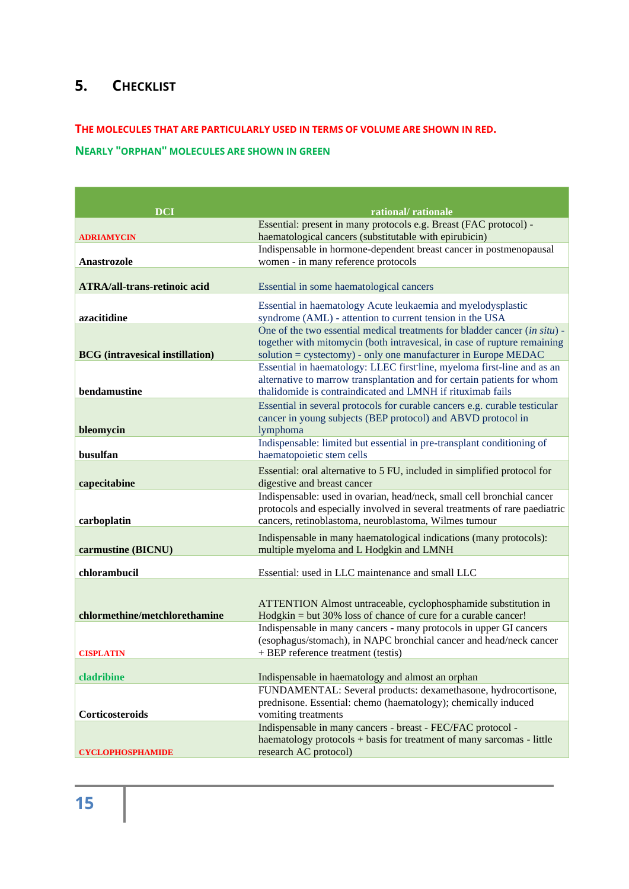## 5. CHECKLIST

**THE MOLECULES THAT ARE PARTICULARLY USED IN TERMS OF VOLUME ARE SHOWN IN RED.**

**NEARLY "ORPHAN" MOLECULES ARE SHOWN IN GREEN**

| DCI | rational/ rationale |
|---|---|
| ADRIAMYCIN | Essential: present in many protocols e.g. Breast (FAC protocol) - haematological cancers (substitutable with epirubicin) |
| Anastrozole | Indispensable in hormone-dependent breast cancer in postmenopausal women - in many reference protocols |
| ATRA/all-trans-retinoic acid | Essential in some haematological cancers |
| azacitidine | Essential in haematology Acute leukaemia and myelodysplastic syndrome (AML) - attention to current tension in the USA |
| BCG (intravesical instillation) | One of the two essential medical treatments for bladder cancer (*in situ*) - together with mitomycin (both intravesical, in case of rupture remaining solution = cystectomy) - only one manufacturer in Europe MEDAC |
| bendamustine | Essential in haematology: LLEC first line, myeloma first-line and as an alternative to marrow transplantation and for certain patients for whom thalidomide is contraindicated and LMNH if rituximab fails |
| bleomycin | Essential in several protocols for curable cancers e.g. curable testicular cancer in young subjects (BEP protocol) and ABVD protocol in lymphoma |
| busulfan | Indispensable: limited but essential in pre-transplant conditioning of haematopoietic stem cells |
| capecitabine | Essential: oral alternative to 5 FU, included in simplified protocol for digestive and breast cancer |
| carboplatin | Indispensable: used in ovarian, head/neck, small cell bronchial cancer protocols and especially involved in several treatments of rare paediatric cancers, retinoblastoma, neuroblastoma, Wilmes tumour |
| carmustine (BICNU) | Indispensable in many haematological indications (many protocols): multiple myeloma and L Hodgkin and LMNH |
| chlorambucil | Essential: used in LLC maintenance and small LLC |
| chlormethine/metchlorethamine | ATTENTION Almost untraceable, cyclophosphamide substitution in Hodgkin = but 30% loss of chance of cure for a curable cancer! |
| CISPLATIN | Indispensable in many cancers - many protocols in upper GI cancers (esophagus/stomach), in NAPC bronchial cancer and head/neck cancer + BEP reference treatment (testis) |
| cladribine | Indispensable in haematology and almost an orphan |
| Corticosteroids | FUNDAMENTAL: Several products: dexamethasone, hydrocortisone, prednisone. Essential: chemo (haematology); chemically induced vomiting treatments |
| CYCLOPHOSPHAMIDE | Indispensable in many cancers - breast - FEC/FAC protocol - haematology protocols + basis for treatment of many sarcomas - little research AC protocol) |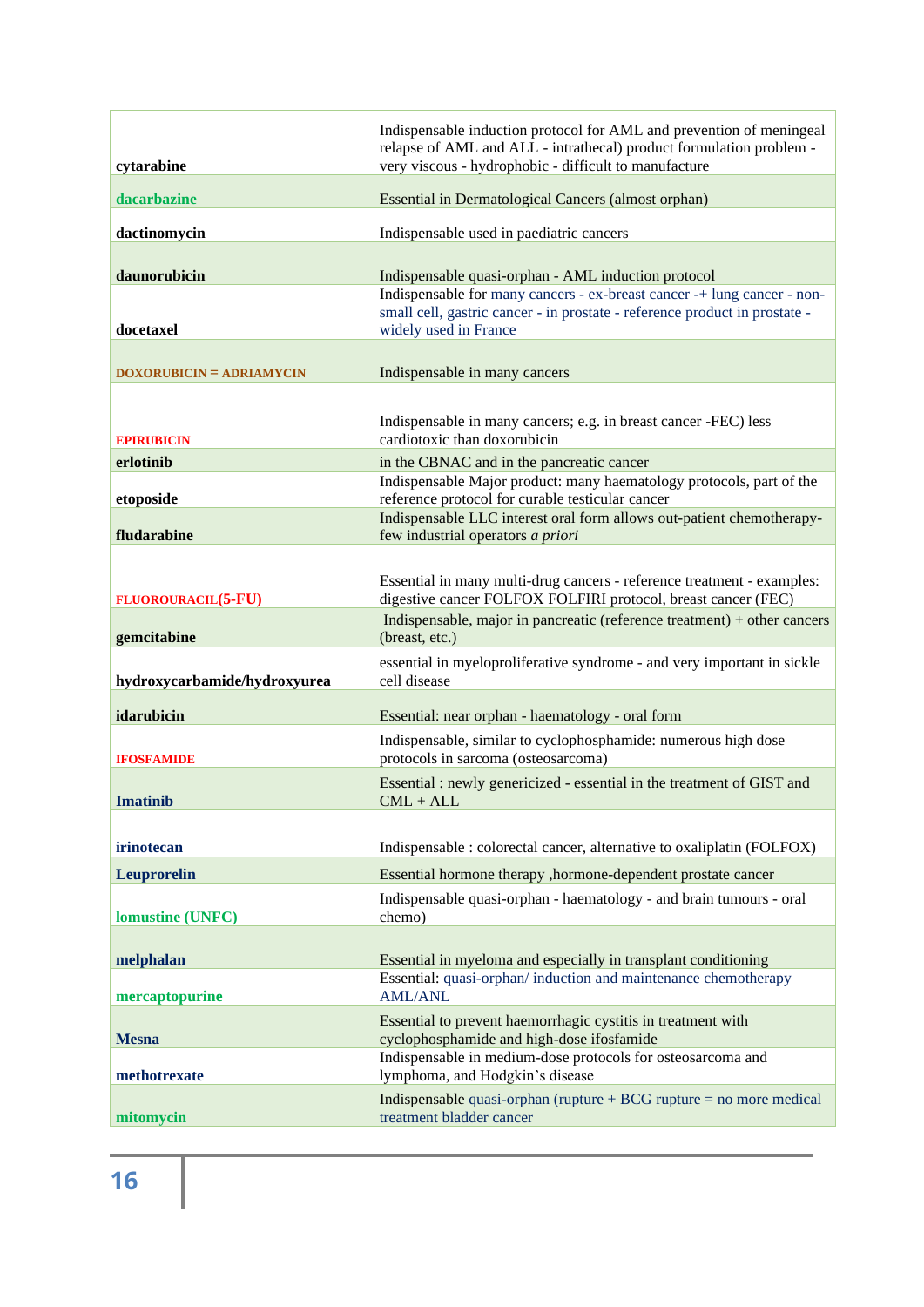| | |
|---|---|
| cytarabine | Indispensable induction protocol for AML and prevention of meningeal relapse of AML and ALL - intrathecal) product formulation problem - very viscous - hydrophobic - difficult to manufacture |
| dacarbazine | Essential in Dermatological Cancers (almost orphan) |
| dactinomycin | Indispensable used in paediatric cancers |
| daunorubicin | Indispensable quasi-orphan - AML induction protocol |
| docetaxel | Indispensable for many cancers - ex-breast cancer -+ lung cancer - non-small cell, gastric cancer - in prostate - reference product in prostate - widely used in France |
| DOXORUBICIN = ADRIAMYCIN | Indispensable in many cancers |
| EPIRUBICIN | Indispensable in many cancers; e.g. in breast cancer -FEC) less cardiotoxic than doxorubicin |
| erlotinib | in the CBNAC and in the pancreatic cancer |
| etoposide | Indispensable Major product: many haematology protocols, part of the reference protocol for curable testicular cancer |
| fludarabine | Indispensable LLC interest oral form allows out-patient chemotherapy-few industrial operators *a priori* |
| FLUOROURACIL(5-FU) | Essential in many multi-drug cancers - reference treatment - examples: digestive cancer FOLFOX FOLFIRI protocol, breast cancer (FEC) |
| gemcitabine | Indispensable, major in pancreatic (reference treatment) + other cancers (breast, etc.) |
| hydroxycarbamide/hydroxyurea | essential in myeloproliferative syndrome - and very important in sickle cell disease |
| idarubicin | Essential: near orphan - haematology - oral form |
| IFOSFAMIDE | Indispensable, similar to cyclophosphamide: numerous high dose protocols in sarcoma (osteosarcoma) |
| Imatinib | Essential : newly genericized - essential in the treatment of GIST and CML + ALL |
| irinotecan | Indispensable : colorectal cancer, alternative to oxaliplatin (FOLFOX) |
| Leuprorelin | Essential hormone therapy ,hormone-dependent prostate cancer |
| lomustine (UNFC) | Indispensable quasi-orphan - haematology - and brain tumours - oral chemo) |
| melphalan | Essential in myeloma and especially in transplant conditioning |
| mercaptopurine | Essential: quasi-orphan/ induction and maintenance chemotherapy AML/ANL |
| Mesna | Essential to prevent haemorrhagic cystitis in treatment with cyclophosphamide and high-dose ifosfamide |
| methotrexate | Indispensable in medium-dose protocols for osteosarcoma and lymphoma, and Hodgkin's disease |
| mitomycin | Indispensable quasi-orphan (rupture + BCG rupture = no more medical treatment bladder cancer |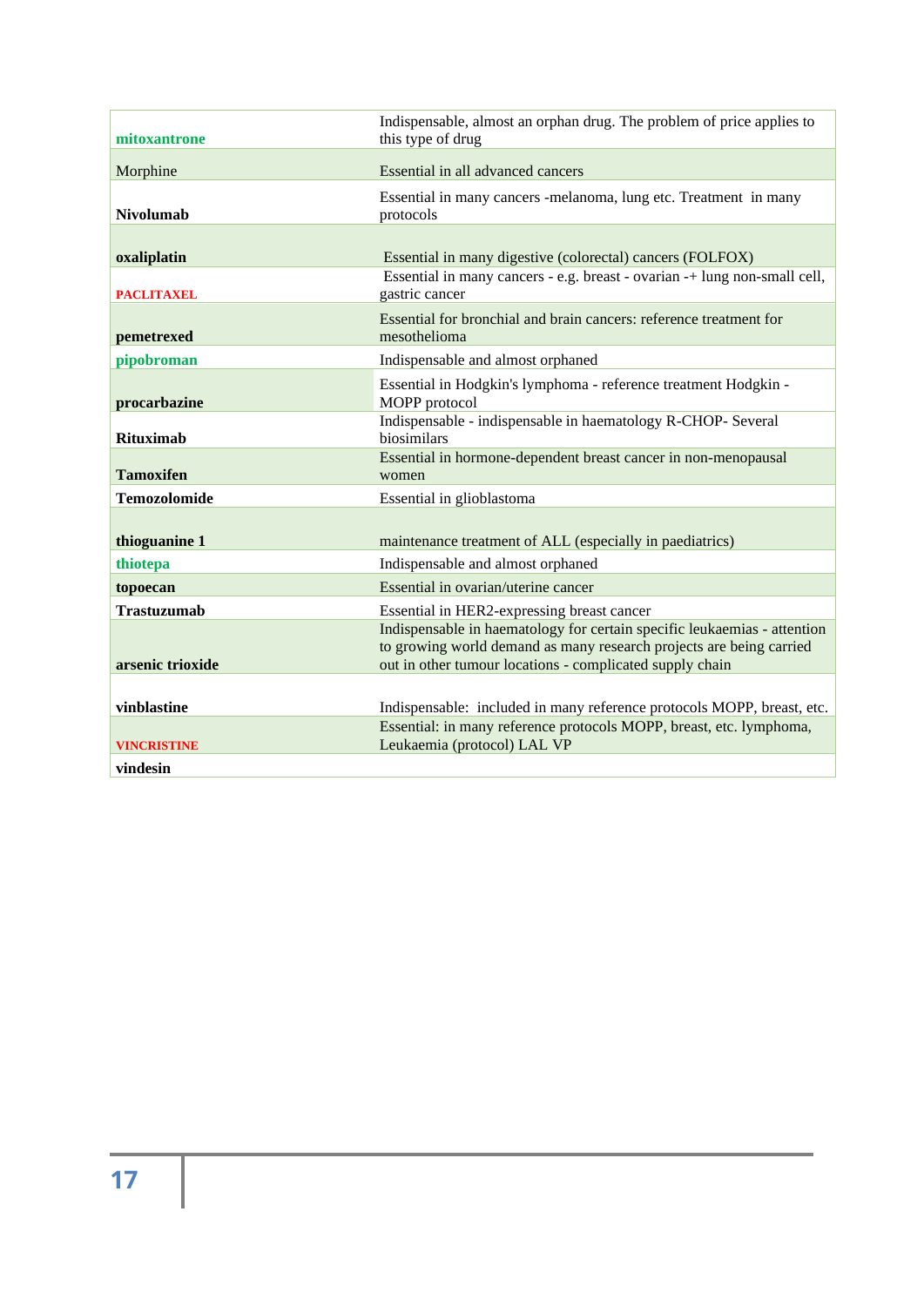| | |
|---|---|
| mitoxantrone | Indispensable, almost an orphan drug. The problem of price applies to this type of drug |
| Morphine | Essential in all advanced cancers |
| **Nivolumab** | Essential in many cancers -melanoma, lung etc. Treatment in many protocols |
| **oxaliplatin** | Essential in many digestive (colorectal) cancers (FOLFOX) |
| **PACLITAXEL** | Essential in many cancers - e.g. breast - ovarian -+ lung non-small cell, gastric cancer |
| **pemetrexed** | Essential for bronchial and brain cancers: reference treatment for mesothelioma |
| **pipobroman** | Indispensable and almost orphaned |
| **procarbazine** | Essential in Hodgkin's lymphoma - reference treatment Hodgkin - MOPP protocol |
| **Rituximab** | Indispensable - indispensable in haematology R-CHOP- Several biosimilars |
| **Tamoxifen** | Essential in hormone-dependent breast cancer in non-menopausal women |
| **Temozolomide** | Essential in glioblastoma |
| **thioguanine 1** | maintenance treatment of ALL (especially in paediatrics) |
| **thiotepa** | Indispensable and almost orphaned |
| **topoecan** | Essential in ovarian/uterine cancer |
| **Trastuzumab** | Essential in HER2-expressing breast cancer |
| **arsenic trioxide** | Indispensable in haematology for certain specific leukaemias - attention to growing world demand as many research projects are being carried out in other tumour locations - complicated supply chain |
| **vinblastine** | Indispensable: included in many reference protocols MOPP, breast, etc. |
| **VINCRISTINE** | Essential: in many reference protocols MOPP, breast, etc. lymphoma, Leukaemia (protocol) LAL VP |
| **vindesin** | |